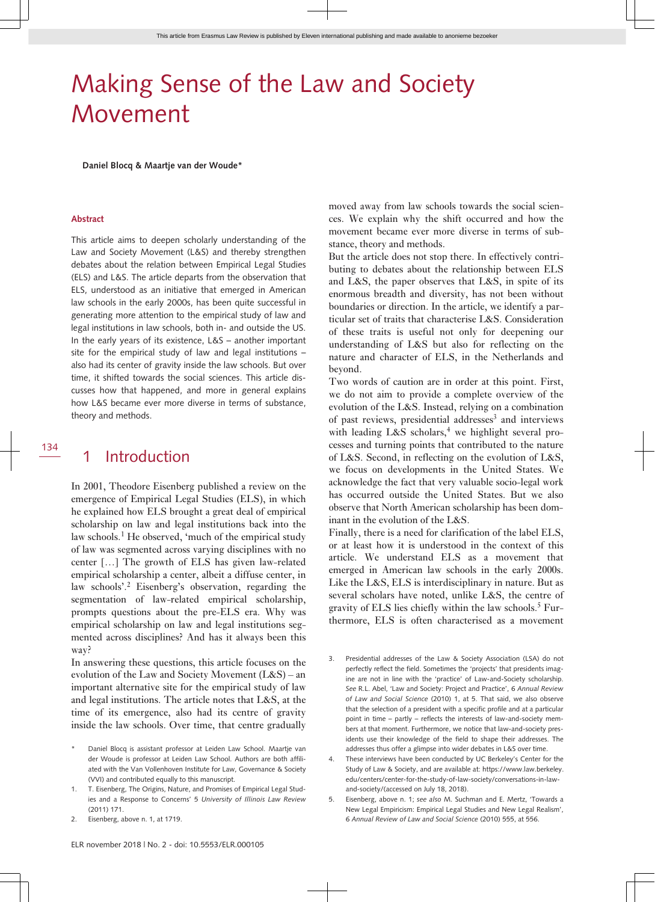# Making Sense of the Law and Society Movement

**Daniel Blocq & Maartje van der Woude***

### Abstract

This article aims to deepen scholarly understanding of the Law and Society Movement (L&S) and thereby strengthen debates about the relation between Empirical Legal Studies (ELS) and L&S. The article departs from the observation that ELS, understood as an initiative that emerged in American law schools in the early 2000s, has been quite successful in generating more attention to the empirical study of law and legal institutions in law schools, both in- and outside the US. In the early years of its existence, L&S – another important site for the empirical study of law and legal institutions – also had its center of gravity inside the law schools. But over time, it shifted towards the social sciences. This article discusses how that happened, and more in general explains how L&S became ever more diverse in terms of substance, theory and methods.

## 1 Introduction

In 2001, Theodore Eisenberg published a review on the emergence of Empirical Legal Studies (ELS), in which he explained how ELS brought a great deal of empirical scholarship on law and legal institutions back into the law schools.[1] He observed, 'much of the empirical study of law was segmented across varying disciplines with no center […] The growth of ELS has given law-related empirical scholarship a center, albeit a diffuse center, in law schools'.[2] Eisenberg's observation, regarding the segmentation of law-related empirical scholarship, prompts questions about the pre-ELS era. Why was empirical scholarship on law and legal institutions segmented across disciplines? And has it always been this way?

In answering these questions, this article focuses on the evolution of the Law and Society Movement (L&S) – an important alternative site for the empirical study of law and legal institutions. The article notes that L&S, at the time of its emergence, also had its centre of gravity inside the law schools. Over time, that centre gradually moved away from law schools towards the social sciences. We explain why the shift occurred and how the movement became ever more diverse in terms of substance, theory and methods.

But the article does not stop there. In effectively contributing to debates about the relationship between ELS and L&S, the paper observes that L&S, in spite of its enormous breadth and diversity, has not been without boundaries or direction. In the article, we identify a particular set of traits that characterise L&S. Consideration of these traits is useful not only for deepening our understanding of L&S but also for reflecting on the nature and character of ELS, in the Netherlands and beyond.

Two words of caution are in order at this point. First, we do not aim to provide a complete overview of the evolution of the L&S. Instead, relying on a combination of past reviews, presidential addresses[3] and interviews with leading L&S scholars,[4] we highlight several processes and turning points that contributed to the nature of L&S. Second, in reflecting on the evolution of L&S, we focus on developments in the United States. We acknowledge the fact that very valuable socio-legal work has occurred outside the United States. But we also observe that North American scholarship has been dominant in the evolution of the L&S.

Finally, there is a need for clarification of the label ELS, or at least how it is understood in the context of this article. We understand ELS as a movement that emerged in American law schools in the early 2000s. Like the L&S, ELS is interdisciplinary in nature. But as several scholars have noted, unlike L&S, the centre of gravity of ELS lies chiefly within the law schools.[5] Furthermore, ELS is often characterised as a movement

---

\* Daniel Blocq is assistant professor at Leiden Law School. Maartje van der Woude is professor at Leiden Law School. Authors are both affiliated with the Van Vollenhoven Institute for Law, Governance & Society (VVI) and contributed equally to this manuscript.

1. T. Eisenberg, The Origins, Nature, and Promises of Empirical Legal Studies and a Response to Concerns' 5 *University of Illinois Law Review* (2011) 171.
2. Eisenberg, above n. 1, at 1719.
3. Presidential addresses of the Law & Society Association (LSA) do not perfectly reflect the field. Sometimes the 'projects' that presidents imagine are not in line with the 'practice' of Law-and-Society scholarship. *See* R.L. Abel, 'Law and Society: Project and Practice', 6 *Annual Review of Law and Social Science* (2010) 1, at 5. That said, we also observe that the selection of a president with a specific profile and at a particular point in time – partly – reflects the interests of law-and-society members at that moment. Furthermore, we notice that law-and-society presidents use their knowledge of the field to shape their addresses. The addresses thus offer a glimpse into wider debates in L&S over time.
4. These interviews have been conducted by UC Berkeley's Center for the Study of Law & Society, and are available at: https://www.law.berkeley.edu/centers/center-for-the-study-of-law-society/conversations-in-law-and-society/(accessed on July 18, 2018).
5. Eisenberg, above n. 1; *see also* M. Suchman and E. Mertz, 'Towards a New Legal Empiricism: Empirical Legal Studies and New Legal Realism', 6 *Annual Review of Law and Social Science* (2010) 555, at 556.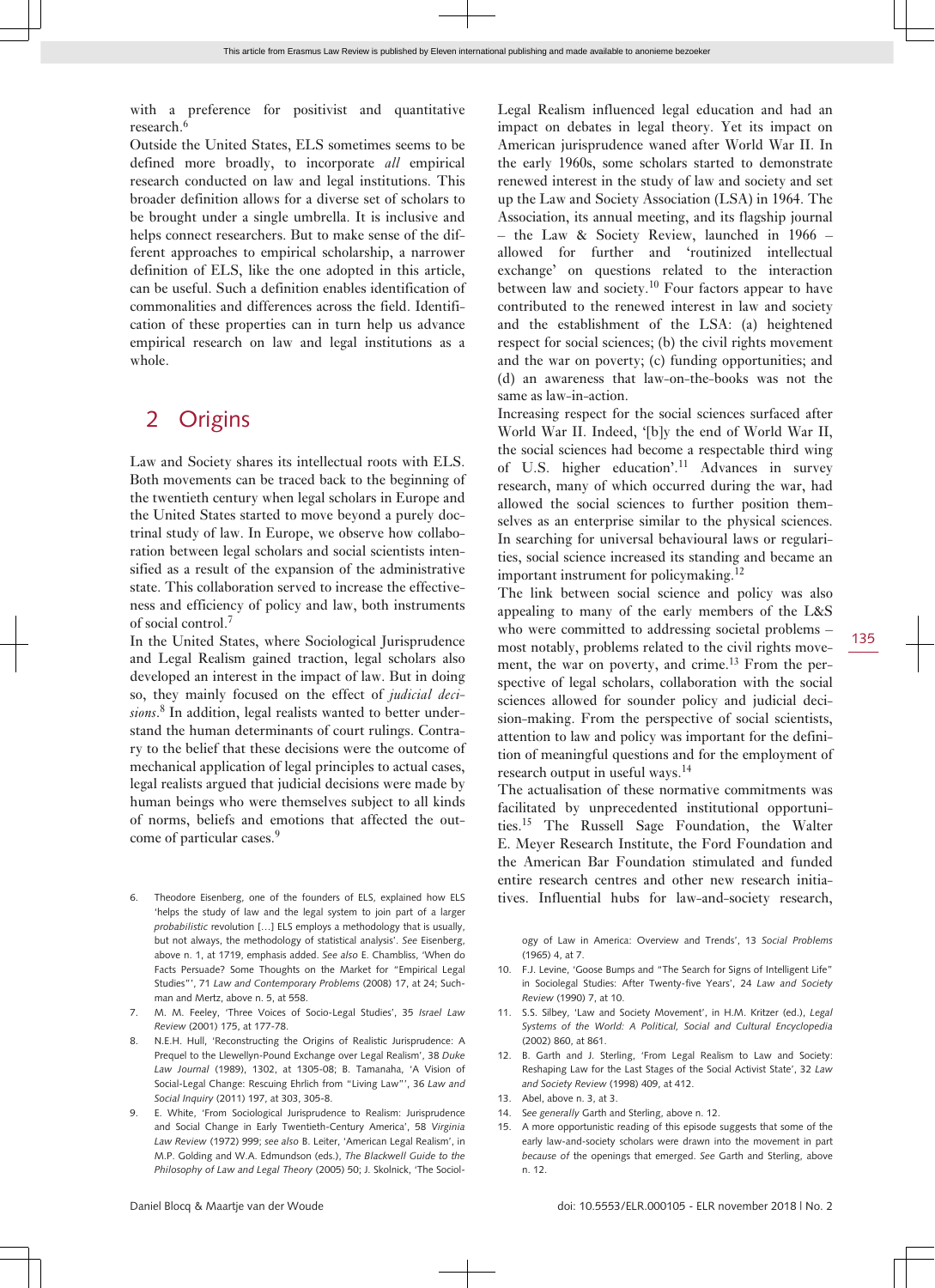with a preference for positivist and quantitative research.[6]

Outside the United States, ELS sometimes seems to be defined more broadly, to incorporate *all* empirical research conducted on law and legal institutions. This broader definition allows for a diverse set of scholars to be brought under a single umbrella. It is inclusive and helps connect researchers. But to make sense of the different approaches to empirical scholarship, a narrower definition of ELS, like the one adopted in this article, can be useful. Such a definition enables identification of commonalities and differences across the field. Identification of these properties can in turn help us advance empirical research on law and legal institutions as a whole.

## 2 Origins

Law and Society shares its intellectual roots with ELS. Both movements can be traced back to the beginning of the twentieth century when legal scholars in Europe and the United States started to move beyond a purely doctrinal study of law. In Europe, we observe how collaboration between legal scholars and social scientists intensified as a result of the expansion of the administrative state. This collaboration served to increase the effectiveness and efficiency of policy and law, both instruments of social control.[7]

In the United States, where Sociological Jurisprudence and Legal Realism gained traction, legal scholars also developed an interest in the impact of law. But in doing so, they mainly focused on the effect of *judicial decisions*.[8] In addition, legal realists wanted to better understand the human determinants of court rulings. Contrary to the belief that these decisions were the outcome of mechanical application of legal principles to actual cases, legal realists argued that judicial decisions were made by human beings who were themselves subject to all kinds of norms, beliefs and emotions that affected the outcome of particular cases.[9]

Legal Realism influenced legal education and had an impact on debates in legal theory. Yet its impact on American jurisprudence waned after World War II. In the early 1960s, some scholars started to demonstrate renewed interest in the study of law and society and set up the Law and Society Association (LSA) in 1964. The Association, its annual meeting, and its flagship journal – the Law & Society Review, launched in 1966 – allowed for further and 'routinized intellectual exchange' on questions related to the interaction between law and society.[10] Four factors appear to have contributed to the renewed interest in law and society and the establishment of the LSA: (a) heightened respect for social sciences; (b) the civil rights movement and the war on poverty; (c) funding opportunities; and (d) an awareness that law-on-the-books was not the same as law-in-action.

Increasing respect for the social sciences surfaced after World War II. Indeed, '[b]y the end of World War II, the social sciences had become a respectable third wing of U.S. higher education'.[11] Advances in survey research, many of which occurred during the war, had allowed the social sciences to further position themselves as an enterprise similar to the physical sciences. In searching for universal behavioural laws or regularities, social science increased its standing and became an important instrument for policymaking.[12]

The link between social science and policy was also appealing to many of the early members of the L&S who were committed to addressing societal problems – most notably, problems related to the civil rights movement, the war on poverty, and crime.[13] From the perspective of legal scholars, collaboration with the social sciences allowed for sounder policy and judicial decision-making. From the perspective of social scientists, attention to law and policy was important for the definition of meaningful questions and for the employment of research output in useful ways.[14]

The actualisation of these normative commitments was facilitated by unprecedented institutional opportunities.[15] The Russell Sage Foundation, the Walter E. Meyer Research Institute, the Ford Foundation and the American Bar Foundation stimulated and funded entire research centres and other new research initiatives. Influential hubs for law-and-society research,

6. Theodore Eisenberg, one of the founders of ELS, explained how ELS 'helps the study of law and the legal system to join part of a larger *probabilistic* revolution […] ELS employs a methodology that is usually, but not always, the methodology of statistical analysis'. *See* Eisenberg, above n. 1, at 1719, emphasis added. *See also* E. Chambliss, 'When do Facts Persuade? Some Thoughts on the Market for "Empirical Legal Studies"', 71 *Law and Contemporary Problems* (2008) 17, at 24; Suchman and Mertz, above n. 5, at 558.
7. M. M. Feeley, 'Three Voices of Socio-Legal Studies', 35 *Israel Law Review* (2001) 175, at 177-78.
8. N.E.H. Hull, 'Reconstructing the Origins of Realistic Jurisprudence: A Prequel to the Llewellyn-Pound Exchange over Legal Realism', 38 *Duke Law Journal* (1989), 1302, at 1305-08; B. Tamanaha, 'A Vision of Social-Legal Change: Rescuing Ehrlich from "Living Law"', 36 *Law and Social Inquiry* (2011) 197, at 303, 305-8.
9. E. White, 'From Sociological Jurisprudence to Realism: Jurisprudence and Social Change in Early Twentieth-Century America', 58 *Virginia Law Review* (1972) 999; *see also* B. Leiter, 'American Legal Realism', in M.P. Golding and W.A. Edmundson (eds.), *The Blackwell Guide to the Philosophy of Law and Legal Theory* (2005) 50; J. Skolnick, 'The Sociology of Law in America: Overview and Trends', 13 *Social Problems* (1965) 4, at 7.
10. F.J. Levine, 'Goose Bumps and "The Search for Signs of Intelligent Life" in Sociolegal Studies: After Twenty-five Years', 24 *Law and Society Review* (1990) 7, at 10.
11. S.S. Silbey, 'Law and Society Movement', in H.M. Kritzer (ed.), *Legal Systems of the World: A Political, Social and Cultural Encyclopedia* (2002) 860, at 861.
12. B. Garth and J. Sterling, 'From Legal Realism to Law and Society: Reshaping Law for the Last Stages of the Social Activist State', 32 *Law and Society Review* (1998) 409, at 412.
13. Abel, above n. 3, at 3.
14. *See generally* Garth and Sterling, above n. 12.
15. A more opportunistic reading of this episode suggests that some of the early law-and-society scholars were drawn into the movement in part *because of* the openings that emerged. *See* Garth and Sterling, above n. 12.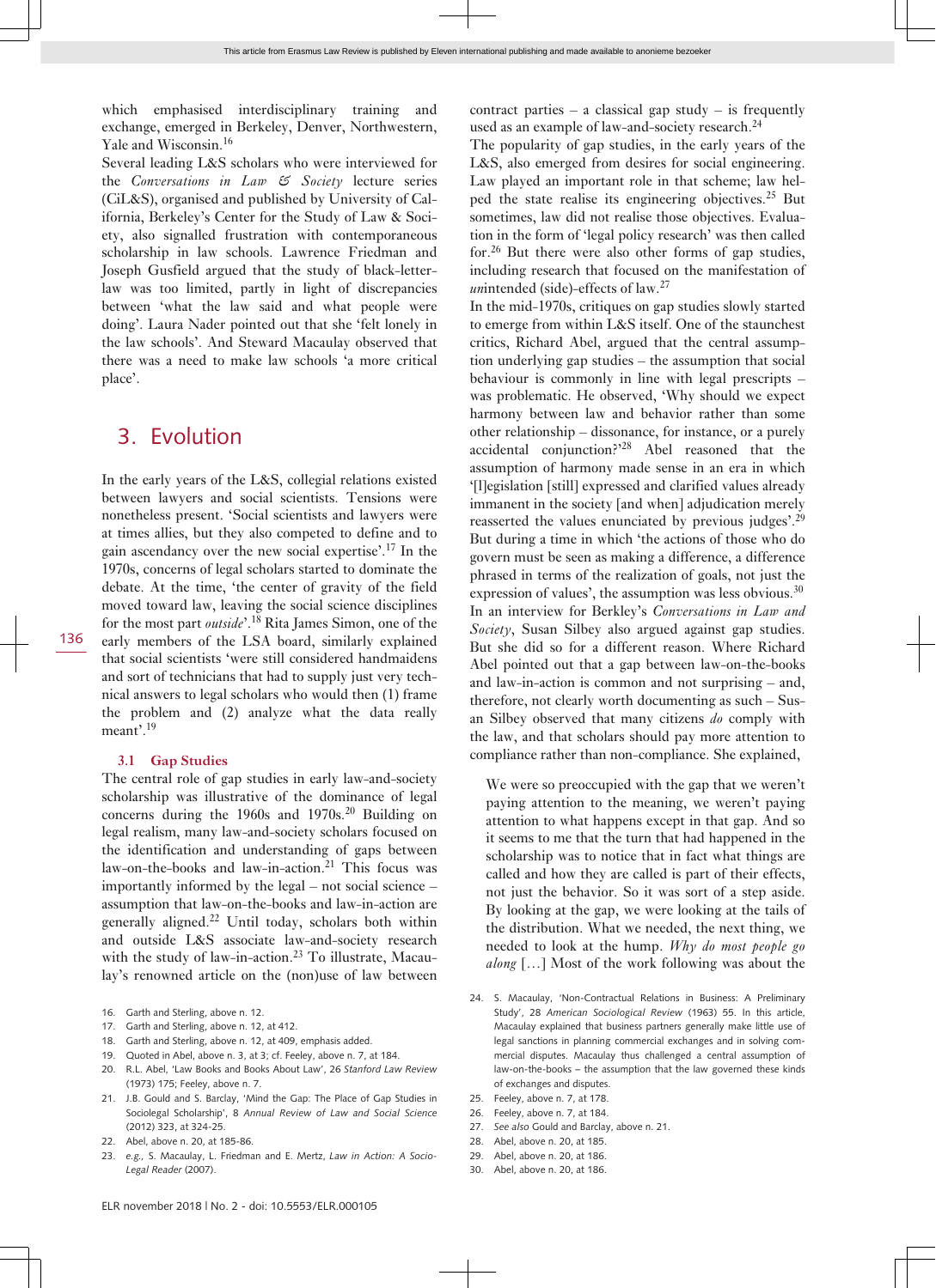which emphasised interdisciplinary training and exchange, emerged in Berkeley, Denver, Northwestern, Yale and Wisconsin.[16]

Several leading L&S scholars who were interviewed for the *Conversations in Law & Society* lecture series (CiL&S), organised and published by University of California, Berkeley's Center for the Study of Law & Society, also signalled frustration with contemporaneous scholarship in law schools. Lawrence Friedman and Joseph Gusfield argued that the study of black-letter-law was too limited, partly in light of discrepancies between 'what the law said and what people were doing'. Laura Nader pointed out that she 'felt lonely in the law schools'. And Steward Macaulay observed that there was a need to make law schools 'a more critical place'.

## 3. Evolution

In the early years of the L&S, collegial relations existed between lawyers and social scientists. Tensions were nonetheless present. 'Social scientists and lawyers were at times allies, but they also competed to define and to gain ascendancy over the new social expertise'.[17] In the 1970s, concerns of legal scholars started to dominate the debate. At the time, 'the center of gravity of the field moved toward law, leaving the social science disciplines for the most part *outside*'.[18] Rita James Simon, one of the early members of the LSA board, similarly explained that social scientists 'were still considered handmaidens and sort of technicians that had to supply just very technical answers to legal scholars who would then (1) frame the problem and (2) analyze what the data really meant'.[19]

### 3.1 Gap Studies

The central role of gap studies in early law-and-society scholarship was illustrative of the dominance of legal concerns during the 1960s and 1970s.[20] Building on legal realism, many law-and-society scholars focused on the identification and understanding of gaps between law-on-the-books and law-in-action.[21] This focus was importantly informed by the legal – not social science – assumption that law-on-the-books and law-in-action are generally aligned.[22] Until today, scholars both within and outside L&S associate law-and-society research with the study of law-in-action.[23] To illustrate, Macaulay's renowned article on the (non)use of law between contract parties – a classical gap study – is frequently used as an example of law-and-society research.[24]

The popularity of gap studies, in the early years of the L&S, also emerged from desires for social engineering. Law played an important role in that scheme; law helped the state realise its engineering objectives.[25] But sometimes, law did not realise those objectives. Evaluation in the form of 'legal policy research' was then called for.[26] But there were also other forms of gap studies, including research that focused on the manifestation of *un*intended (side)-effects of law.[27]

In the mid-1970s, critiques on gap studies slowly started to emerge from within L&S itself. One of the staunchest critics, Richard Abel, argued that the central assumption underlying gap studies – the assumption that social behaviour is commonly in line with legal prescripts – was problematic. He observed, 'Why should we expect harmony between law and behavior rather than some other relationship – dissonance, for instance, or a purely accidental conjunction?'[28] Abel reasoned that the assumption of harmony made sense in an era in which '[l]egislation [still] expressed and clarified values already immanent in the society [and when] adjudication merely reasserted the values enunciated by previous judges'.[29] But during a time in which 'the actions of those who do govern must be seen as making a difference, a difference phrased in terms of the realization of goals, not just the expression of values', the assumption was less obvious.[30]

In an interview for Berkley's *Conversations in Law and Society*, Susan Silbey also argued against gap studies. But she did so for a different reason. Where Richard Abel pointed out that a gap between law-on-the-books and law-in-action is common and not surprising – and, therefore, not clearly worth documenting as such – Susan Silbey observed that many citizens *do* comply with the law, and that scholars should pay more attention to compliance rather than non-compliance. She explained,

> We were so preoccupied with the gap that we weren't paying attention to the meaning, we weren't paying attention to what happens except in that gap. And so it seems to me that the turn that had happened in the scholarship was to notice that in fact what things are called and how they are called is part of their effects, not just the behavior. So it was sort of a step aside. By looking at the gap, we were looking at the tails of the distribution. What we needed, the next thing, we needed to look at the hump. *Why do most people go along* […] Most of the work following was about the

16. Garth and Sterling, above n. 12.
17. Garth and Sterling, above n. 12, at 412.
18. Garth and Sterling, above n. 12, at 409, emphasis added.
19. Quoted in Abel, above n. 3, at 3; cf. Feeley, above n. 7, at 184.
20. R.L. Abel, 'Law Books and Books About Law', 26 *Stanford Law Review* (1973) 175; Feeley, above n. 7.
21. J.B. Gould and S. Barclay, 'Mind the Gap: The Place of Gap Studies in Sociolegal Scholarship', 8 *Annual Review of Law and Social Science* (2012) 323, at 324-25.
22. Abel, above n. 20, at 185-86.
23. *e.g.*, S. Macaulay, L. Friedman and E. Mertz, *Law in Action: A Socio-Legal Reader* (2007).
24. S. Macaulay, 'Non-Contractual Relations in Business: A Preliminary Study', 28 *American Sociological Review* (1963) 55. In this article, Macaulay explained that business partners generally make little use of legal sanctions in planning commercial exchanges and in solving commercial disputes. Macaulay thus challenged a central assumption of law-on-the-books – the assumption that the law governed these kinds of exchanges and disputes.
25. Feeley, above n. 7, at 178.
26. Feeley, above n. 7, at 184.
27. *See also* Gould and Barclay, above n. 21.
28. Abel, above n. 20, at 185.
29. Abel, above n. 20, at 186.
30. Abel, above n. 20, at 186.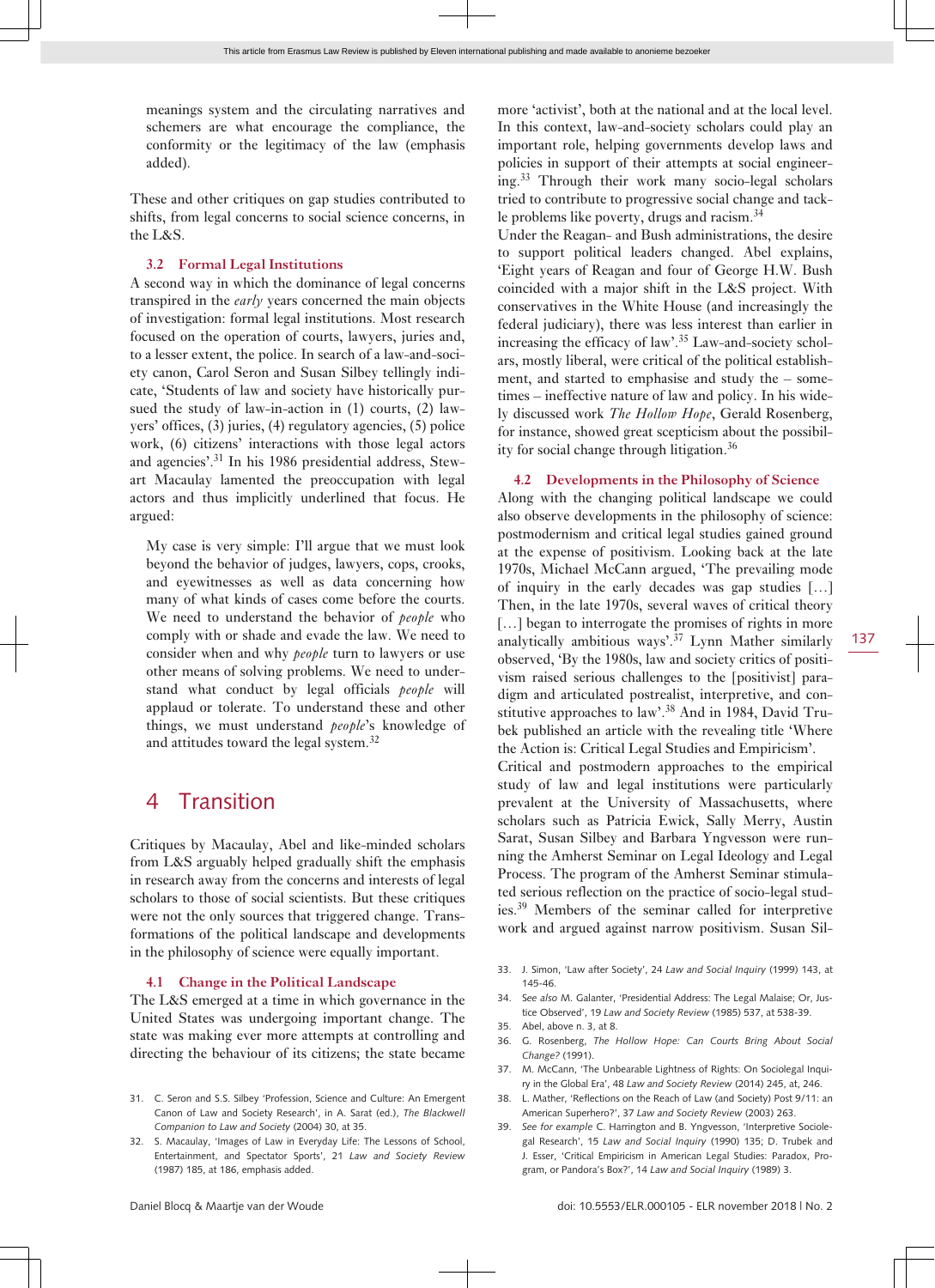meanings system and the circulating narratives and schemers are what encourage the compliance, the conformity or the legitimacy of the law (emphasis added).

These and other critiques on gap studies contributed to shifts, from legal concerns to social science concerns, in the L&S.

### 3.2 Formal Legal Institutions

A second way in which the dominance of legal concerns transpired in the *early* years concerned the main objects of investigation: formal legal institutions. Most research focused on the operation of courts, lawyers, juries and, to a lesser extent, the police. In search of a law-and-society canon, Carol Seron and Susan Silbey tellingly indicate, 'Students of law and society have historically pursued the study of law-in-action in (1) courts, (2) lawyers' offices, (3) juries, (4) regulatory agencies, (5) police work, (6) citizens' interactions with those legal actors and agencies'.[31] In his 1986 presidential address, Stewart Macaulay lamented the preoccupation with legal actors and thus implicitly underlined that focus. He argued:

> My case is very simple: I'll argue that we must look beyond the behavior of judges, lawyers, cops, crooks, and eyewitnesses as well as data concerning how many of what kinds of cases come before the courts. We need to understand the behavior of *people* who comply with or shade and evade the law. We need to consider when and why *people* turn to lawyers or use other means of solving problems. We need to understand what conduct by legal officials *people* will applaud or tolerate. To understand these and other things, we must understand *people*'s knowledge of and attitudes toward the legal system.[32]

## 4 Transition

Critiques by Macaulay, Abel and like-minded scholars from L&S arguably helped gradually shift the emphasis in research away from the concerns and interests of legal scholars to those of social scientists. But these critiques were not the only sources that triggered change. Transformations of the political landscape and developments in the philosophy of science were equally important.

### 4.1 Change in the Political Landscape

The L&S emerged at a time in which governance in the United States was undergoing important change. The state was making ever more attempts at controlling and directing the behaviour of its citizens; the state became more 'activist', both at the national and at the local level. In this context, law-and-society scholars could play an important role, helping governments develop laws and policies in support of their attempts at social engineering.[33] Through their work many socio-legal scholars tried to contribute to progressive social change and tackle problems like poverty, drugs and racism.[34]

Under the Reagan- and Bush administrations, the desire to support political leaders changed. Abel explains, 'Eight years of Reagan and four of George H.W. Bush coincided with a major shift in the L&S project. With conservatives in the White House (and increasingly the federal judiciary), there was less interest than earlier in increasing the efficacy of law'.[35] Law-and-society scholars, mostly liberal, were critical of the political establishment, and started to emphasise and study the – sometimes – ineffective nature of law and policy. In his widely discussed work *The Hollow Hope*, Gerald Rosenberg, for instance, showed great scepticism about the possibility for social change through litigation.[36]

### 4.2 Developments in the Philosophy of Science

Along with the changing political landscape we could also observe developments in the philosophy of science: postmodernism and critical legal studies gained ground at the expense of positivism. Looking back at the late 1970s, Michael McCann argued, 'The prevailing mode of inquiry in the early decades was gap studies […] Then, in the late 1970s, several waves of critical theory […] began to interrogate the promises of rights in more analytically ambitious ways'.[37] Lynn Mather similarly observed, 'By the 1980s, law and society critics of positivism raised serious challenges to the [positivist] paradigm and articulated postrealist, interpretive, and constitutive approaches to law'.[38] And in 1984, David Trubek published an article with the revealing title 'Where the Action is: Critical Legal Studies and Empiricism'.

Critical and postmodern approaches to the empirical study of law and legal institutions were particularly prevalent at the University of Massachusetts, where scholars such as Patricia Ewick, Sally Merry, Austin Sarat, Susan Silbey and Barbara Yngvesson were running the Amherst Seminar on Legal Ideology and Legal Process. The program of the Amherst Seminar stimulated serious reflection on the practice of socio-legal studies.[39] Members of the seminar called for interpretive work and argued against narrow positivism. Susan Sil-

---

31. C. Seron and S.S. Silbey 'Profession, Science and Culture: An Emergent Canon of Law and Society Research', in A. Sarat (ed.), *The Blackwell Companion to Law and Society* (2004) 30, at 35.
32. S. Macaulay, 'Images of Law in Everyday Life: The Lessons of School, Entertainment, and Spectator Sports', 21 *Law and Society Review* (1987) 185, at 186, emphasis added.
33. J. Simon, 'Law after Society', 24 *Law and Social Inquiry* (1999) 143, at 145-46.
34. *See also* M. Galanter, 'Presidential Address: The Legal Malaise; Or, Justice Observed', 19 *Law and Society Review* (1985) 537, at 538-39.
35. Abel, above n. 3, at 8.
36. G. Rosenberg, *The Hollow Hope: Can Courts Bring About Social Change?* (1991).
37. M. McCann, 'The Unbearable Lightness of Rights: On Sociolegal Inquiry in the Global Era', 48 *Law and Society Review* (2014) 245, at 246.
38. L. Mather, 'Reflections on the Reach of Law (and Society) Post 9/11: an American Superhero?', 37 *Law and Society Review* (2003) 263.
39. *See for example* C. Harrington and B. Yngvesson, 'Interpretive Sociolegal Research', 15 *Law and Social Inquiry* (1990) 135; D. Trubek and J. Esser, 'Critical Empiricism in American Legal Studies: Paradox, Program, or Pandora's Box?', 14 *Law and Social Inquiry* (1989) 3.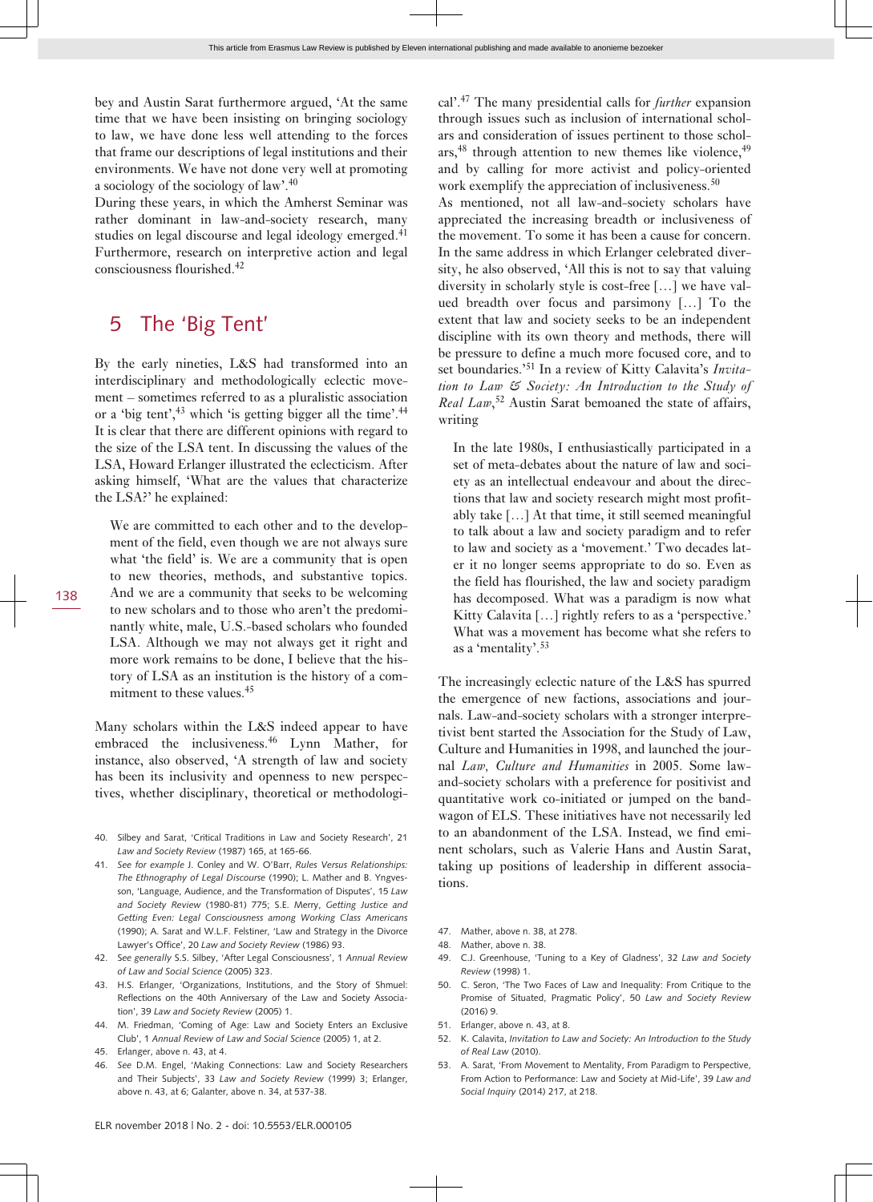bey and Austin Sarat furthermore argued, 'At the same time that we have been insisting on bringing sociology to law, we have done less well attending to the forces that frame our descriptions of legal institutions and their environments. We have not done very well at promoting a sociology of the sociology of law'.[40]

During these years, in which the Amherst Seminar was rather dominant in law-and-society research, many studies on legal discourse and legal ideology emerged.[41] Furthermore, research on interpretive action and legal consciousness flourished.[42]

## 5 The 'Big Tent'

By the early nineties, L&S had transformed into an interdisciplinary and methodologically eclectic movement – sometimes referred to as a pluralistic association or a 'big tent',[43] which 'is getting bigger all the time'.[44] It is clear that there are different opinions with regard to the size of the LSA tent. In discussing the values of the LSA, Howard Erlanger illustrated the eclecticism. After asking himself, 'What are the values that characterize the LSA?' he explained:

> We are committed to each other and to the development of the field, even though we are not always sure what 'the field' is. We are a community that is open to new theories, methods, and substantive topics. And we are a community that seeks to be welcoming to new scholars and to those who aren't the predominantly white, male, U.S.-based scholars who founded LSA. Although we may not always get it right and more work remains to be done, I believe that the history of LSA as an institution is the history of a commitment to these values.[45]

Many scholars within the L&S indeed appear to have embraced the inclusiveness.[46] Lynn Mather, for instance, also observed, 'A strength of law and society has been its inclusivity and openness to new perspectives, whether disciplinary, theoretical or methodological'.[47] The many presidential calls for *further* expansion through issues such as inclusion of international scholars and consideration of issues pertinent to those scholars,[48] through attention to new themes like violence,[49] and by calling for more activist and policy-oriented work exemplify the appreciation of inclusiveness.[50]

As mentioned, not all law-and-society scholars have appreciated the increasing breadth or inclusiveness of the movement. To some it has been a cause for concern. In the same address in which Erlanger celebrated diversity, he also observed, 'All this is not to say that valuing diversity in scholarly style is cost-free […] we have valued breadth over focus and parsimony […] To the extent that law and society seeks to be an independent discipline with its own theory and methods, there will be pressure to define a much more focused core, and to set boundaries.'[51] In a review of Kitty Calavita's *Invitation to Law & Society: An Introduction to the Study of Real Law*,[52] Austin Sarat bemoaned the state of affairs, writing

> In the late 1980s, I enthusiastically participated in a set of meta-debates about the nature of law and society as an intellectual endeavour and about the directions that law and society research might most profitably take […] At that time, it still seemed meaningful to talk about a law and society paradigm and to refer to law and society as a 'movement.' Two decades later it no longer seems appropriate to do so. Even as the field has flourished, the law and society paradigm has decomposed. What was a paradigm is now what Kitty Calavita […] rightly refers to as a 'perspective.' What was a movement has become what she refers to as a 'mentality'.[53]

The increasingly eclectic nature of the L&S has spurred the emergence of new factions, associations and journals. Law-and-society scholars with a stronger interpretivist bent started the Association for the Study of Law, Culture and Humanities in 1998, and launched the journal *Law, Culture and Humanities* in 2005. Some law-and-society scholars with a preference for positivist and quantitative work co-initiated or jumped on the bandwagon of ELS. These initiatives have not necessarily led to an abandonment of the LSA. Instead, we find eminent scholars, such as Valerie Hans and Austin Sarat, taking up positions of leadership in different associations.

---

40. Silbey and Sarat, 'Critical Traditions in Law and Society Research', 21 *Law and Society Review* (1987) 165, at 165-66.
41. *See for example* J. Conley and W. O'Barr, *Rules Versus Relationships: The Ethnography of Legal Discourse* (1990); L. Mather and B. Yngvesson, 'Language, Audience, and the Transformation of Disputes', 15 *Law and Society Review* (1980-81) 775; S.E. Merry, *Getting Justice and Getting Even: Legal Consciousness among Working Class Americans* (1990); A. Sarat and W.L.F. Felstiner, 'Law and Strategy in the Divorce Lawyer's Office', 20 *Law and Society Review* (1986) 93.
42. See *generally* S.S. Silbey, 'After Legal Consciousness', 1 *Annual Review of Law and Social Science* (2005) 323.
43. H.S. Erlanger, 'Organizations, Institutions, and the Story of Shmuel: Reflections on the 40th Anniversary of the Law and Society Association', 39 *Law and Society Review* (2005) 1.
44. M. Friedman, 'Coming of Age: Law and Society Enters an Exclusive Club', 1 *Annual Review of Law and Social Science* (2005) 1, at 2.
45. Erlanger, above n. 43, at 4.
46. *See* D.M. Engel, 'Making Connections: Law and Society Researchers and Their Subjects', 33 *Law and Society Review* (1999) 3; Erlanger, above n. 43, at 6; Galanter, above n. 34, at 537-38.
47. Mather, above n. 38, at 278.
48. Mather, above n. 38.
49. C.J. Greenhouse, 'Tuning to a Key of Gladness', 32 *Law and Society Review* (1998) 1.
50. C. Seron, 'The Two Faces of Law and Inequality: From Critique to the Promise of Situated, Pragmatic Policy', 50 *Law and Society Review* (2016) 9.
51. Erlanger, above n. 43, at 8.
52. K. Calavita, *Invitation to Law and Society: An Introduction to the Study of Real Law* (2010).
53. A. Sarat, 'From Movement to Mentality, From Paradigm to Perspective, From Action to Performance: Law and Society at Mid-Life', 39 *Law and Social Inquiry* (2014) 217, at 218.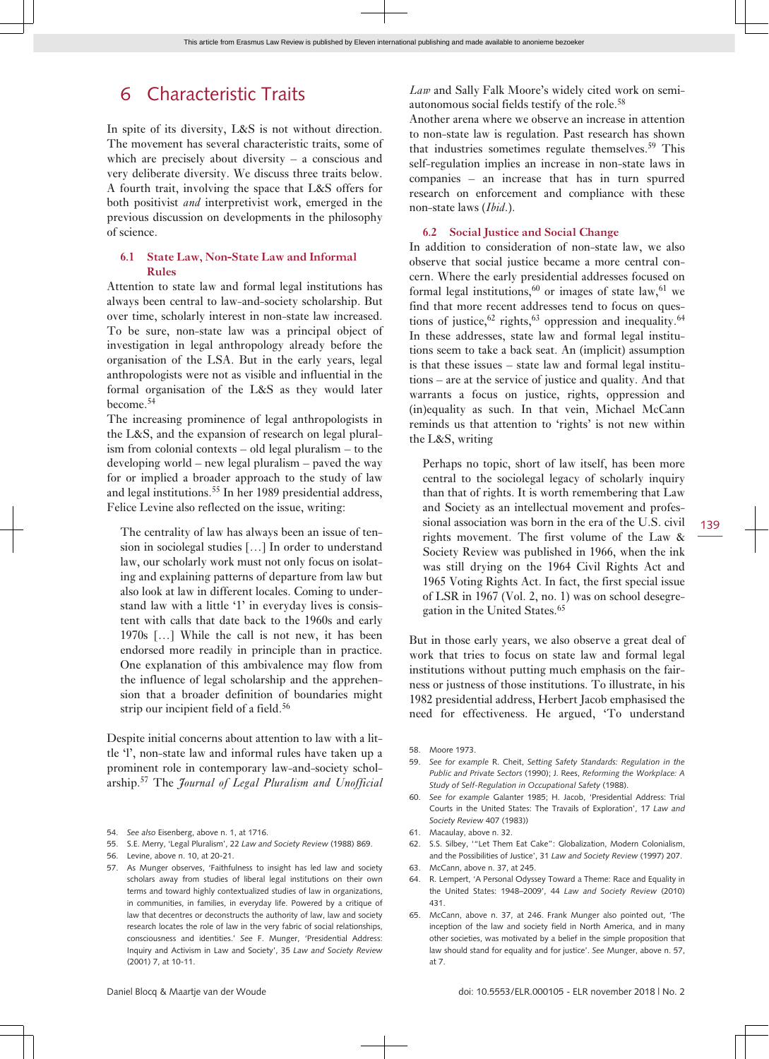# 6 Characteristic Traits

In spite of its diversity, L&S is not without direction. The movement has several characteristic traits, some of which are precisely about diversity – a conscious and very deliberate diversity. We discuss three traits below. A fourth trait, involving the space that L&S offers for both positivist *and* interpretivist work, emerged in the previous discussion on developments in the philosophy of science.

## 6.1 State Law, Non-State Law and Informal Rules

Attention to state law and formal legal institutions has always been central to law-and-society scholarship. But over time, scholarly interest in non-state law increased. To be sure, non-state law was a principal object of investigation in legal anthropology already before the organisation of the LSA. But in the early years, legal anthropologists were not as visible and influential in the formal organisation of the L&S as they would later become.[54]

The increasing prominence of legal anthropologists in the L&S, and the expansion of research on legal pluralism from colonial contexts – old legal pluralism – to the developing world – new legal pluralism – paved the way for or implied a broader approach to the study of law and legal institutions.[55] In her 1989 presidential address, Felice Levine also reflected on the issue, writing:

> The centrality of law has always been an issue of tension in sociolegal studies […] In order to understand law, our scholarly work must not only focus on isolating and explaining patterns of departure from law but also look at law in different locales. Coming to understand law with a little 'l' in everyday lives is consistent with calls that date back to the 1960s and early 1970s […] While the call is not new, it has been endorsed more readily in principle than in practice. One explanation of this ambivalence may flow from the influence of legal scholarship and the apprehension that a broader definition of boundaries might strip our incipient field of a field.[56]

Despite initial concerns about attention to law with a little 'l', non-state law and informal rules have taken up a prominent role in contemporary law-and-society scholarship.[57] The *Journal of Legal Pluralism and Unofficial Law* and Sally Falk Moore's widely cited work on semi-autonomous social fields testify of the role.[58]

Another arena where we observe an increase in attention to non-state law is regulation. Past research has shown that industries sometimes regulate themselves.[59] This self-regulation implies an increase in non-state laws in companies – an increase that has in turn spurred research on enforcement and compliance with these non-state laws (*Ibid*.).

## 6.2 Social Justice and Social Change

In addition to consideration of non-state law, we also observe that social justice became a more central concern. Where the early presidential addresses focused on formal legal institutions,[60] or images of state law,[61] we find that more recent addresses tend to focus on questions of justice,[62] rights,[63] oppression and inequality.[64] In these addresses, state law and formal legal institutions seem to take a back seat. An (implicit) assumption is that these issues – state law and formal legal institutions – are at the service of justice and quality. And that warrants a focus on justice, rights, oppression and (in)equality as such. In that vein, Michael McCann reminds us that attention to 'rights' is not new within the L&S, writing

> Perhaps no topic, short of law itself, has been more central to the sociolegal legacy of scholarly inquiry than that of rights. It is worth remembering that Law and Society as an intellectual movement and professional association was born in the era of the U.S. civil rights movement. The first volume of the Law & Society Review was published in 1966, when the ink was still drying on the 1964 Civil Rights Act and 1965 Voting Rights Act. In fact, the first special issue of LSR in 1967 (Vol. 2, no. 1) was on school desegregation in the United States.[65]

But in those early years, we also observe a great deal of work that tries to focus on state law and formal legal institutions without putting much emphasis on the fairness or justness of those institutions. To illustrate, in his 1982 presidential address, Herbert Jacob emphasised the need for effectiveness. He argued, 'To understand

---

54. *See also* Eisenberg, above n. 1, at 1716.
55. S.E. Merry, 'Legal Pluralism', 22 *Law and Society Review* (1988) 869.
56. Levine, above n. 10, at 20-21.
57. As Munger observes, 'Faithfulness to insight has led law and society scholars away from studies of liberal legal institutions on their own terms and toward highly contextualized studies of law in organizations, in communities, in families, in everyday life. Powered by a critique of law that decentres or deconstructs the authority of law, law and society research locates the role of law in the very fabric of social relationships, consciousness and identities.' *See* F. Munger, 'Presidential Address: Inquiry and Activism in Law and Society', 35 *Law and Society Review* (2001) 7, at 10-11.
58. Moore 1973.
59. *See for example* R. Cheit, *Setting Safety Standards: Regulation in the Public and Private Sectors* (1990); J. Rees, *Reforming the Workplace: A Study of Self-Regulation in Occupational Safety* (1988).
60. *See for example* Galanter 1985; H. Jacob, 'Presidential Address: Trial Courts in the United States: The Travails of Exploration', 17 *Law and Society Review* 407 (1983))
61. Macaulay, above n. 32.
62. S.S. Silbey, '"Let Them Eat Cake": Globalization, Modern Colonialism, and the Possibilities of Justice', 31 *Law and Society Review* (1997) 207.
63. McCann, above n. 37, at 245.
64. R. Lempert, 'A Personal Odyssey Toward a Theme: Race and Equality in the United States: 1948–2009', 44 *Law and Society Review* (2010) 431.
65. McCann, above n. 37, at 246. Frank Munger also pointed out, 'The inception of the law and society field in North America, and in many other societies, was motivated by a belief in the simple proposition that law should stand for equality and for justice'. *See* Munger, above n. 57, at 7.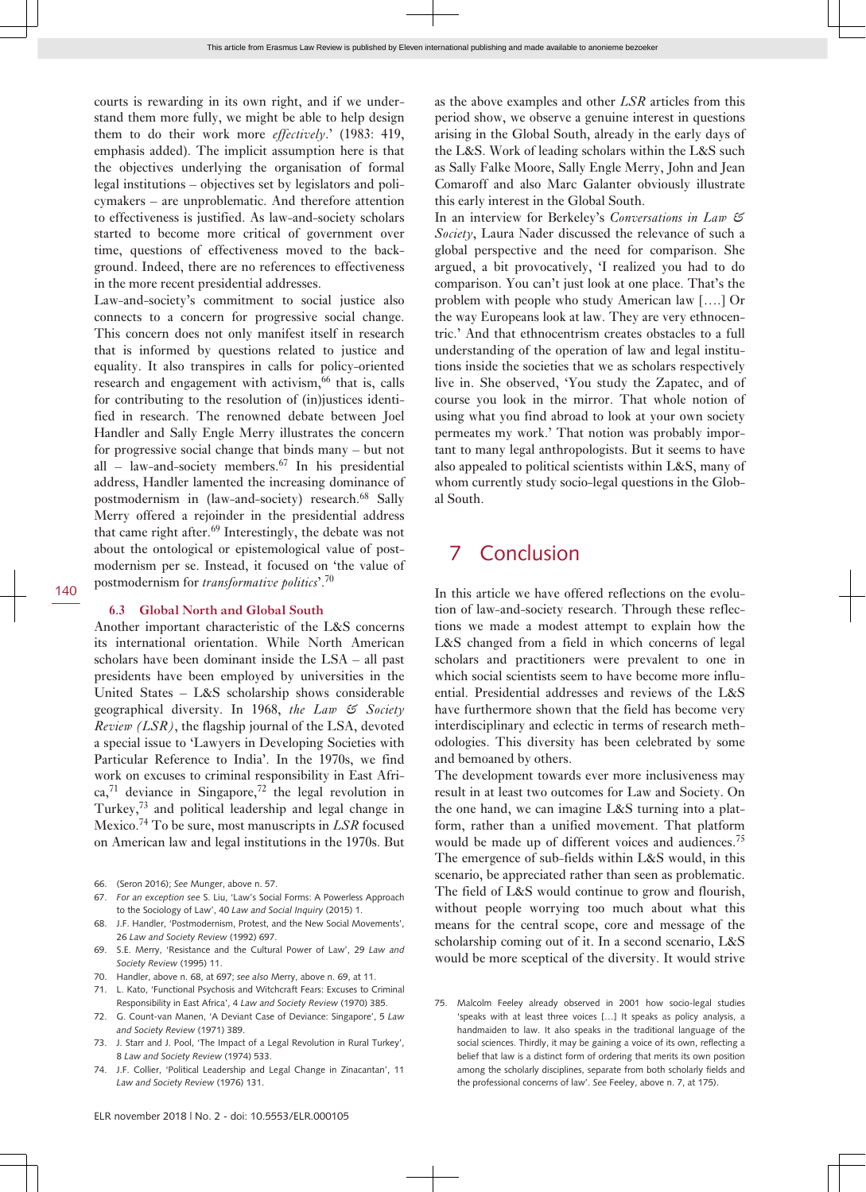courts is rewarding in its own right, and if we understand them more fully, we might be able to help design them to do their work more *effectively*.' (1983: 419, emphasis added). The implicit assumption here is that the objectives underlying the organisation of formal legal institutions – objectives set by legislators and policymakers – are unproblematic. And therefore attention to effectiveness is justified. As law-and-society scholars started to become more critical of government over time, questions of effectiveness moved to the background. Indeed, there are no references to effectiveness in the more recent presidential addresses.

Law-and-society's commitment to social justice also connects to a concern for progressive social change. This concern does not only manifest itself in research that is informed by questions related to justice and equality. It also transpires in calls for policy-oriented research and engagement with activism,[66] that is, calls for contributing to the resolution of (in)justices identified in research. The renowned debate between Joel Handler and Sally Engle Merry illustrates the concern for progressive social change that binds many – but not all – law-and-society members.[67] In his presidential address, Handler lamented the increasing dominance of postmodernism in (law-and-society) research.[68] Sally Merry offered a rejoinder in the presidential address that came right after.[69] Interestingly, the debate was not about the ontological or epistemological value of postmodernism per se. Instead, it focused on 'the value of postmodernism for *transformative politics*'.[70]

### 6.3 Global North and Global South

Another important characteristic of the L&S concerns its international orientation. While North American scholars have been dominant inside the LSA – all past presidents have been employed by universities in the United States – L&S scholarship shows considerable geographical diversity. In 1968, *the Law & Society Review (LSR)*, the flagship journal of the LSA, devoted a special issue to 'Lawyers in Developing Societies with Particular Reference to India'. In the 1970s, we find work on excuses to criminal responsibility in East Africa,[71] deviance in Singapore,[72] the legal revolution in Turkey,[73] and political leadership and legal change in Mexico.[74] To be sure, most manuscripts in *LSR* focused on American law and legal institutions in the 1970s. But as the above examples and other *LSR* articles from this period show, we observe a genuine interest in questions arising in the Global South, already in the early days of the L&S. Work of leading scholars within the L&S such as Sally Falke Moore, Sally Engle Merry, John and Jean Comaroff and also Marc Galanter obviously illustrate this early interest in the Global South.

In an interview for Berkeley's *Conversations in Law & Society*, Laura Nader discussed the relevance of such a global perspective and the need for comparison. She argued, a bit provocatively, 'I realized you had to do comparison. You can't just look at one place. That's the problem with people who study American law [….] Or the way Europeans look at law. They are very ethnocentric.' And that ethnocentrism creates obstacles to a full understanding of the operation of law and legal institutions inside the societies that we as scholars respectively live in. She observed, 'You study the Zapatec, and of course you look in the mirror. That whole notion of using what you find abroad to look at your own society permeates my work.' That notion was probably important to many legal anthropologists. But it seems to have also appealed to political scientists within L&S, many of whom currently study socio-legal questions in the Global South.

## 7 Conclusion

In this article we have offered reflections on the evolution of law-and-society research. Through these reflections we made a modest attempt to explain how the L&S changed from a field in which concerns of legal scholars and practitioners were prevalent to one in which social scientists seem to have become more influential. Presidential addresses and reviews of the L&S have furthermore shown that the field has become very interdisciplinary and eclectic in terms of research methodologies. This diversity has been celebrated by some and bemoaned by others.

The development towards ever more inclusiveness may result in at least two outcomes for Law and Society. On the one hand, we can imagine L&S turning into a platform, rather than a unified movement. That platform would be made up of different voices and audiences.[75] The emergence of sub-fields within L&S would, in this scenario, be appreciated rather than seen as problematic. The field of L&S would continue to grow and flourish, without people worrying too much about what this means for the central scope, core and message of the scholarship coming out of it. In a second scenario, L&S would be more sceptical of the diversity. It would strive

66. (Seron 2016); *See* Munger, above n. 57.
67. *For an exception see* S. Liu, 'Law's Social Forms: A Powerless Approach to the Sociology of Law', 40 *Law and Social Inquiry* (2015) 1.
68. J.F. Handler, 'Postmodernism, Protest, and the New Social Movements', 26 *Law and Society Review* (1992) 697.
69. S.E. Merry, 'Resistance and the Cultural Power of Law', 29 *Law and Society Review* (1995) 11.
70. Handler, above n. 68, at 697; *see also* Merry, above n. 69, at 11.
71. L. Kato, 'Functional Psychosis and Witchcraft Fears: Excuses to Criminal Responsibility in East Africa', 4 *Law and Society Review* (1970) 385.
72. G. Count-van Manen, 'A Deviant Case of Deviance: Singapore', 5 *Law and Society Review* (1971) 389.
73. J. Starr and J. Pool, 'The Impact of a Legal Revolution in Rural Turkey', 8 *Law and Society Review* (1974) 533.
74. J.F. Collier, 'Political Leadership and Legal Change in Zinacantan', 11 *Law and Society Review* (1976) 131.
75. Malcolm Feeley already observed in 2001 how socio-legal studies 'speaks with at least three voices […] It speaks as policy analysis, a handmaiden to law. It also speaks in the traditional language of the social sciences. Thirdly, it may be gaining a voice of its own, reflecting a belief that law is a distinct form of ordering that merits its own position among the scholarly disciplines, separate from both scholarly fields and the professional concerns of law'. *See* Feeley, above n. 7, at 175).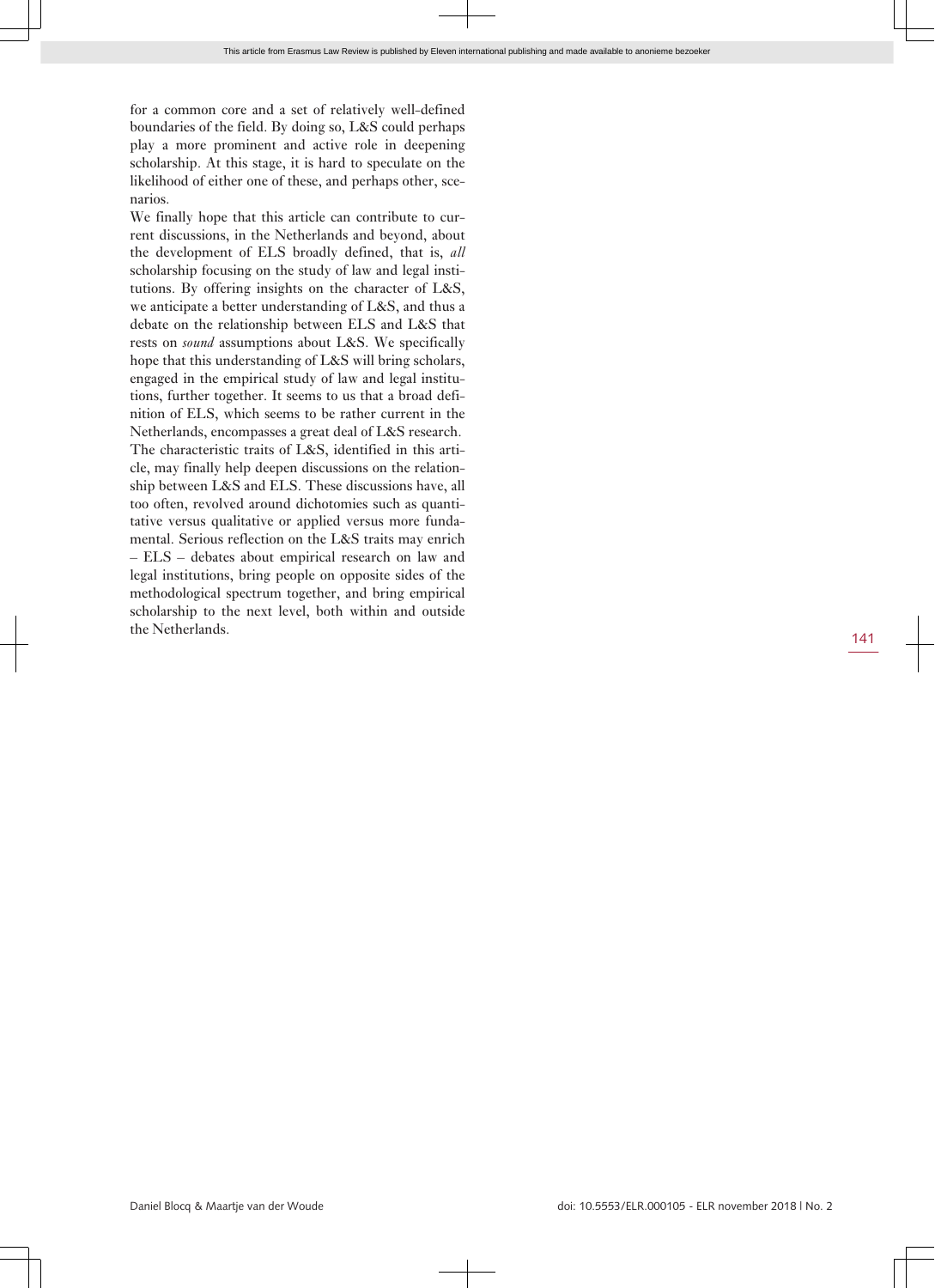for a common core and a set of relatively well-defined boundaries of the field. By doing so, L&S could perhaps play a more prominent and active role in deepening scholarship. At this stage, it is hard to speculate on the likelihood of either one of these, and perhaps other, scenarios.

We finally hope that this article can contribute to current discussions, in the Netherlands and beyond, about the development of ELS broadly defined, that is, *all* scholarship focusing on the study of law and legal institutions. By offering insights on the character of L&S, we anticipate a better understanding of L&S, and thus a debate on the relationship between ELS and L&S that rests on *sound* assumptions about L&S. We specifically hope that this understanding of L&S will bring scholars, engaged in the empirical study of law and legal institutions, further together. It seems to us that a broad definition of ELS, which seems to be rather current in the Netherlands, encompasses a great deal of L&S research.

The characteristic traits of L&S, identified in this article, may finally help deepen discussions on the relationship between L&S and ELS. These discussions have, all too often, revolved around dichotomies such as quantitative versus qualitative or applied versus more fundamental. Serious reflection on the L&S traits may enrich – ELS – debates about empirical research on law and legal institutions, bring people on opposite sides of the methodological spectrum together, and bring empirical scholarship to the next level, both within and outside the Netherlands.